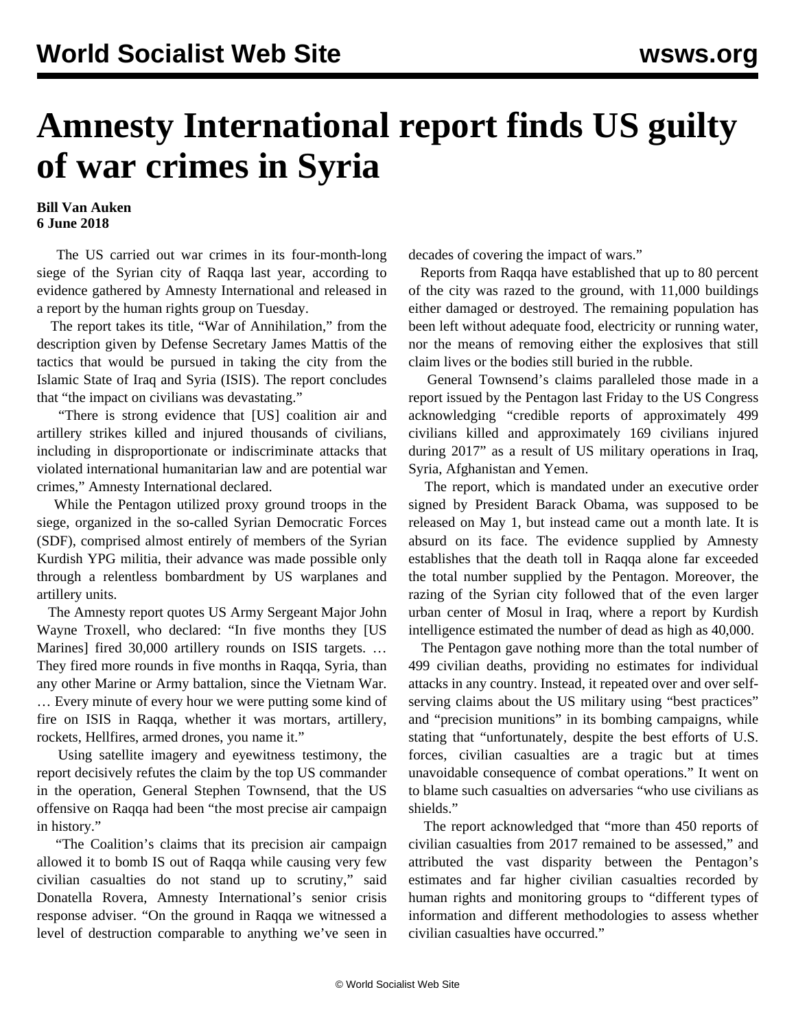# Amnesty International report finds US guilty of war crimes in Syria

**Bill Van Auken**
**6 June 2018**

The US carried out war crimes in its four-month-long siege of the Syrian city of Raqqa last year, according to evidence gathered by Amnesty International and released in a report by the human rights group on Tuesday.

The report takes its title, "War of Annihilation," from the description given by Defense Secretary James Mattis of the tactics that would be pursued in taking the city from the Islamic State of Iraq and Syria (ISIS). The report concludes that "the impact on civilians was devastating."

"There is strong evidence that [US] coalition air and artillery strikes killed and injured thousands of civilians, including in disproportionate or indiscriminate attacks that violated international humanitarian law and are potential war crimes," Amnesty International declared.

While the Pentagon utilized proxy ground troops in the siege, organized in the so-called Syrian Democratic Forces (SDF), comprised almost entirely of members of the Syrian Kurdish YPG militia, their advance was made possible only through a relentless bombardment by US warplanes and artillery units.

The Amnesty report quotes US Army Sergeant Major John Wayne Troxell, who declared: "In five months they [US Marines] fired 30,000 artillery rounds on ISIS targets. … They fired more rounds in five months in Raqqa, Syria, than any other Marine or Army battalion, since the Vietnam War. … Every minute of every hour we were putting some kind of fire on ISIS in Raqqa, whether it was mortars, artillery, rockets, Hellfires, armed drones, you name it."

Using satellite imagery and eyewitness testimony, the report decisively refutes the claim by the top US commander in the operation, General Stephen Townsend, that the US offensive on Raqqa had been "the most precise air campaign in history."

"The Coalition's claims that its precision air campaign allowed it to bomb IS out of Raqqa while causing very few civilian casualties do not stand up to scrutiny," said Donatella Rovera, Amnesty International's senior crisis response adviser. "On the ground in Raqqa we witnessed a level of destruction comparable to anything we've seen in decades of covering the impact of wars."

Reports from Raqqa have established that up to 80 percent of the city was razed to the ground, with 11,000 buildings either damaged or destroyed. The remaining population has been left without adequate food, electricity or running water, nor the means of removing either the explosives that still claim lives or the bodies still buried in the rubble.

General Townsend's claims paralleled those made in a report issued by the Pentagon last Friday to the US Congress acknowledging "credible reports of approximately 499 civilians killed and approximately 169 civilians injured during 2017" as a result of US military operations in Iraq, Syria, Afghanistan and Yemen.

The report, which is mandated under an executive order signed by President Barack Obama, was supposed to be released on May 1, but instead came out a month late. It is absurd on its face. The evidence supplied by Amnesty establishes that the death toll in Raqqa alone far exceeded the total number supplied by the Pentagon. Moreover, the razing of the Syrian city followed that of the even larger urban center of Mosul in Iraq, where a report by Kurdish intelligence estimated the number of dead as high as 40,000.

The Pentagon gave nothing more than the total number of 499 civilian deaths, providing no estimates for individual attacks in any country. Instead, it repeated over and over self-serving claims about the US military using "best practices" and "precision munitions" in its bombing campaigns, while stating that "unfortunately, despite the best efforts of U.S. forces, civilian casualties are a tragic but at times unavoidable consequence of combat operations." It went on to blame such casualties on adversaries "who use civilians as shields."

The report acknowledged that "more than 450 reports of civilian casualties from 2017 remained to be assessed," and attributed the vast disparity between the Pentagon's estimates and far higher civilian casualties recorded by human rights and monitoring groups to "different types of information and different methodologies to assess whether civilian casualties have occurred."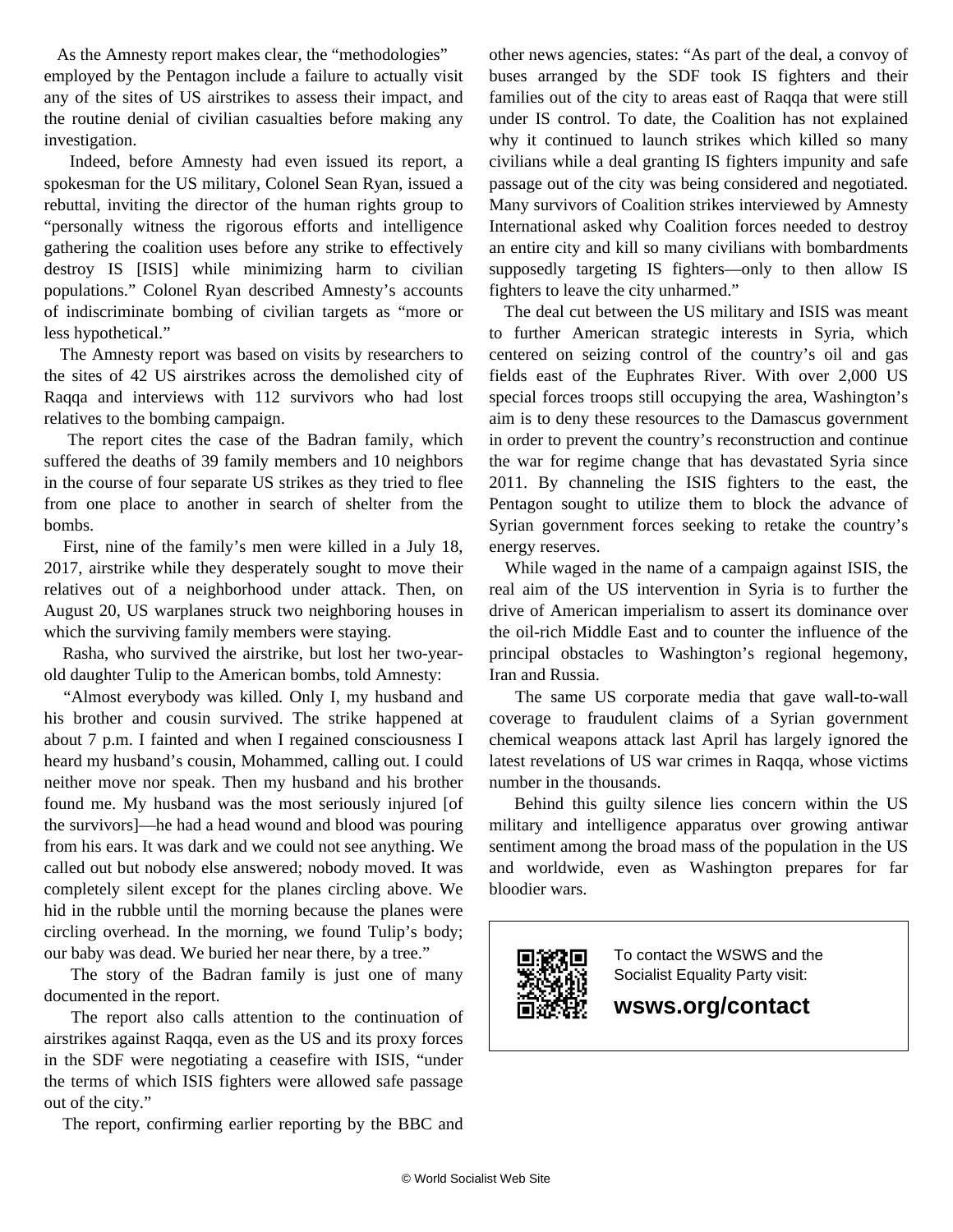As the Amnesty report makes clear, the "methodologies" employed by the Pentagon include a failure to actually visit any of the sites of US airstrikes to assess their impact, and the routine denial of civilian casualties before making any investigation.

Indeed, before Amnesty had even issued its report, a spokesman for the US military, Colonel Sean Ryan, issued a rebuttal, inviting the director of the human rights group to "personally witness the rigorous efforts and intelligence gathering the coalition uses before any strike to effectively destroy IS [ISIS] while minimizing harm to civilian populations." Colonel Ryan described Amnesty's accounts of indiscriminate bombing of civilian targets as "more or less hypothetical."

The Amnesty report was based on visits by researchers to the sites of 42 US airstrikes across the demolished city of Raqqa and interviews with 112 survivors who had lost relatives to the bombing campaign.

The report cites the case of the Badran family, which suffered the deaths of 39 family members and 10 neighbors in the course of four separate US strikes as they tried to flee from one place to another in search of shelter from the bombs.

First, nine of the family's men were killed in a July 18, 2017, airstrike while they desperately sought to move their relatives out of a neighborhood under attack. Then, on August 20, US warplanes struck two neighboring houses in which the surviving family members were staying.

Rasha, who survived the airstrike, but lost her two-year-old daughter Tulip to the American bombs, told Amnesty:

"Almost everybody was killed. Only I, my husband and his brother and cousin survived. The strike happened at about 7 p.m. I fainted and when I regained consciousness I heard my husband's cousin, Mohammed, calling out. I could neither move nor speak. Then my husband and his brother found me. My husband was the most seriously injured [of the survivors]—he had a head wound and blood was pouring from his ears. It was dark and we could not see anything. We called out but nobody else answered; nobody moved. It was completely silent except for the planes circling above. We hid in the rubble until the morning because the planes were circling overhead. In the morning, we found Tulip's body; our baby was dead. We buried her near there, by a tree."

The story of the Badran family is just one of many documented in the report.

The report also calls attention to the continuation of airstrikes against Raqqa, even as the US and its proxy forces in the SDF were negotiating a ceasefire with ISIS, "under the terms of which ISIS fighters were allowed safe passage out of the city."

The report, confirming earlier reporting by the BBC and other news agencies, states: "As part of the deal, a convoy of buses arranged by the SDF took IS fighters and their families out of the city to areas east of Raqqa that were still under IS control. To date, the Coalition has not explained why it continued to launch strikes which killed so many civilians while a deal granting IS fighters impunity and safe passage out of the city was being considered and negotiated. Many survivors of Coalition strikes interviewed by Amnesty International asked why Coalition forces needed to destroy an entire city and kill so many civilians with bombardments supposedly targeting IS fighters—only to then allow IS fighters to leave the city unharmed."

The deal cut between the US military and ISIS was meant to further American strategic interests in Syria, which centered on seizing control of the country's oil and gas fields east of the Euphrates River. With over 2,000 US special forces troops still occupying the area, Washington's aim is to deny these resources to the Damascus government in order to prevent the country's reconstruction and continue the war for regime change that has devastated Syria since 2011. By channeling the ISIS fighters to the east, the Pentagon sought to utilize them to block the advance of Syrian government forces seeking to retake the country's energy reserves.

While waged in the name of a campaign against ISIS, the real aim of the US intervention in Syria is to further the drive of American imperialism to assert its dominance over the oil-rich Middle East and to counter the influence of the principal obstacles to Washington's regional hegemony, Iran and Russia.

The same US corporate media that gave wall-to-wall coverage to fraudulent claims of a Syrian government chemical weapons attack last April has largely ignored the latest revelations of US war crimes in Raqqa, whose victims number in the thousands.

Behind this guilty silence lies concern within the US military and intelligence apparatus over growing antiwar sentiment among the broad mass of the population in the US and worldwide, even as Washington prepares for far bloodier wars.

To contact the WSWS and the Socialist Equality Party visit:

**wsws.org/contact**